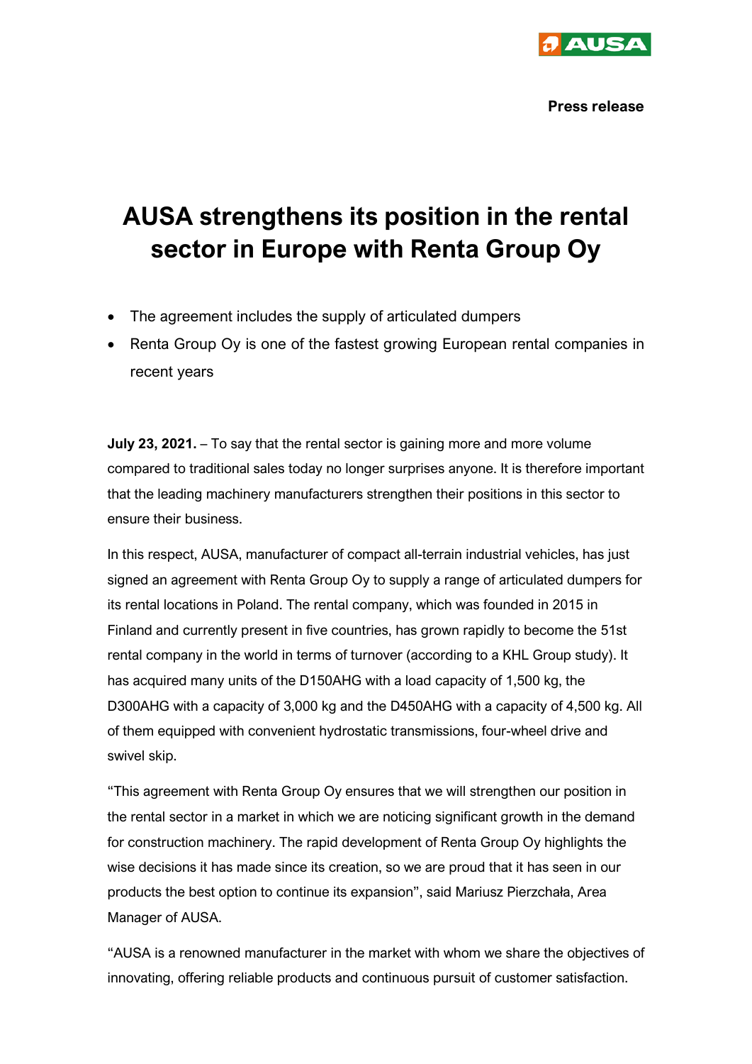**Press release**

# AUSA strengthens its position in the rental sector in Europe with Renta Group Oy

- The agreement includes the supply of articulated dumpers
- Renta Group Oy is one of the fastest growing European rental companies in recent years

**July 23, 2021.** – To say that the rental sector is gaining more and more volume compared to traditional sales today no longer surprises anyone. It is therefore important that the leading machinery manufacturers strengthen their positions in this sector to ensure their business.

In this respect, AUSA, manufacturer of compact all-terrain industrial vehicles, has just signed an agreement with Renta Group Oy to supply a range of articulated dumpers for its rental locations in Poland. The rental company, which was founded in 2015 in Finland and currently present in five countries, has grown rapidly to become the 51st rental company in the world in terms of turnover (according to a KHL Group study). It has acquired many units of the D150AHG with a load capacity of 1,500 kg, the D300AHG with a capacity of 3,000 kg and the D450AHG with a capacity of 4,500 kg. All of them equipped with convenient hydrostatic transmissions, four-wheel drive and swivel skip.

"This agreement with Renta Group Oy ensures that we will strengthen our position in the rental sector in a market in which we are noticing significant growth in the demand for construction machinery. The rapid development of Renta Group Oy highlights the wise decisions it has made since its creation, so we are proud that it has seen in our products the best option to continue its expansion", said Mariusz Pierzchała, Area Manager of AUSA.

"AUSA is a renowned manufacturer in the market with whom we share the objectives of innovating, offering reliable products and continuous pursuit of customer satisfaction.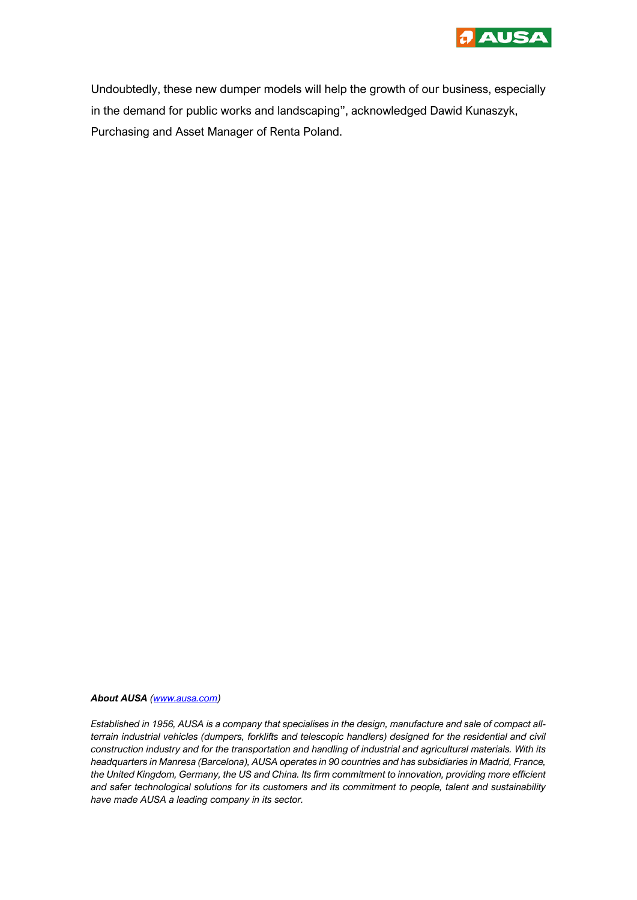Undoubtedly, these new dumper models will help the growth of our business, especially in the demand for public works and landscaping", acknowledged Dawid Kunaszyk, Purchasing and Asset Manager of Renta Poland.

***About AUSA*** *([www.ausa.com](www.ausa.com))*

*Established in 1956, AUSA is a company that specialises in the design, manufacture and sale of compact all-terrain industrial vehicles (dumpers, forklifts and telescopic handlers) designed for the residential and civil construction industry and for the transportation and handling of industrial and agricultural materials. With its headquarters in Manresa (Barcelona), AUSA operates in 90 countries and has subsidiaries in Madrid, France, the United Kingdom, Germany, the US and China. Its firm commitment to innovation, providing more efficient and safer technological solutions for its customers and its commitment to people, talent and sustainability have made AUSA a leading company in its sector.*